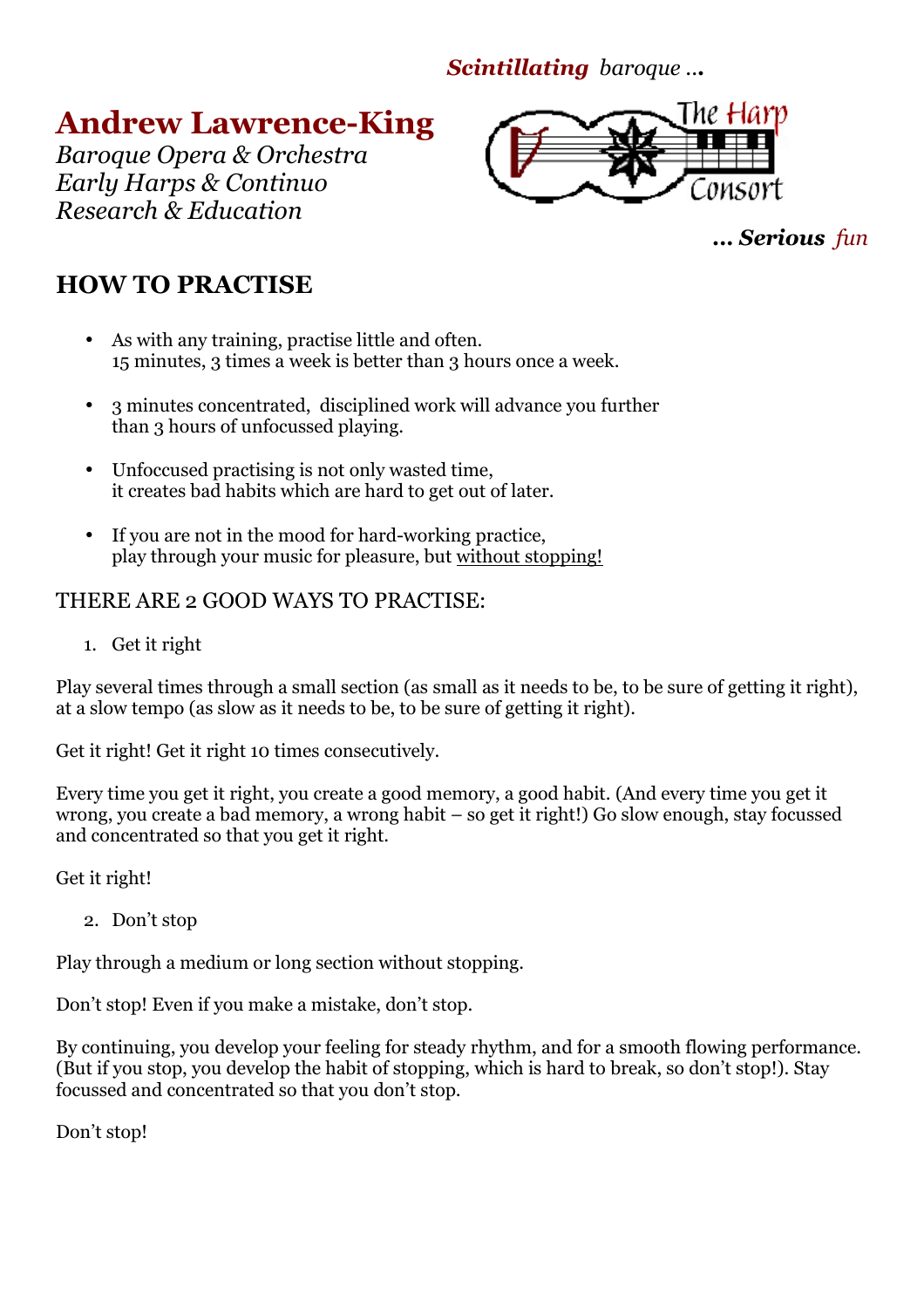*Scintillating baroque …*

# Andrew Lawrence-King

*Baroque Opera & Orchestra*
*Early Harps & Continuo*
*Research & Education*

The Harp Consort

*… Serious fun*

## HOW TO PRACTISE

- As with any training, practise little and often.
  15 minutes, 3 times a week is better than 3 hours once a week.

- 3 minutes concentrated, disciplined work will advance you further than 3 hours of unfocussed playing.

- Unfoccused practising is not only wasted time, it creates bad habits which are hard to get out of later.

- If you are not in the mood for hard-working practice, play through your music for pleasure, but without stopping!

THERE ARE 2 GOOD WAYS TO PRACTISE:

1. Get it right

Play several times through a small section (as small as it needs to be, to be sure of getting it right), at a slow tempo (as slow as it needs to be, to be sure of getting it right).

Get it right! Get it right 10 times consecutively.

Every time you get it right, you create a good memory, a good habit. (And every time you get it wrong, you create a bad memory, a wrong habit – so get it right!) Go slow enough, stay focussed and concentrated so that you get it right.

Get it right!

2. Don't stop

Play through a medium or long section without stopping.

Don't stop! Even if you make a mistake, don't stop.

By continuing, you develop your feeling for steady rhythm, and for a smooth flowing performance. (But if you stop, you develop the habit of stopping, which is hard to break, so don't stop!). Stay focussed and concentrated so that you don't stop.

Don't stop!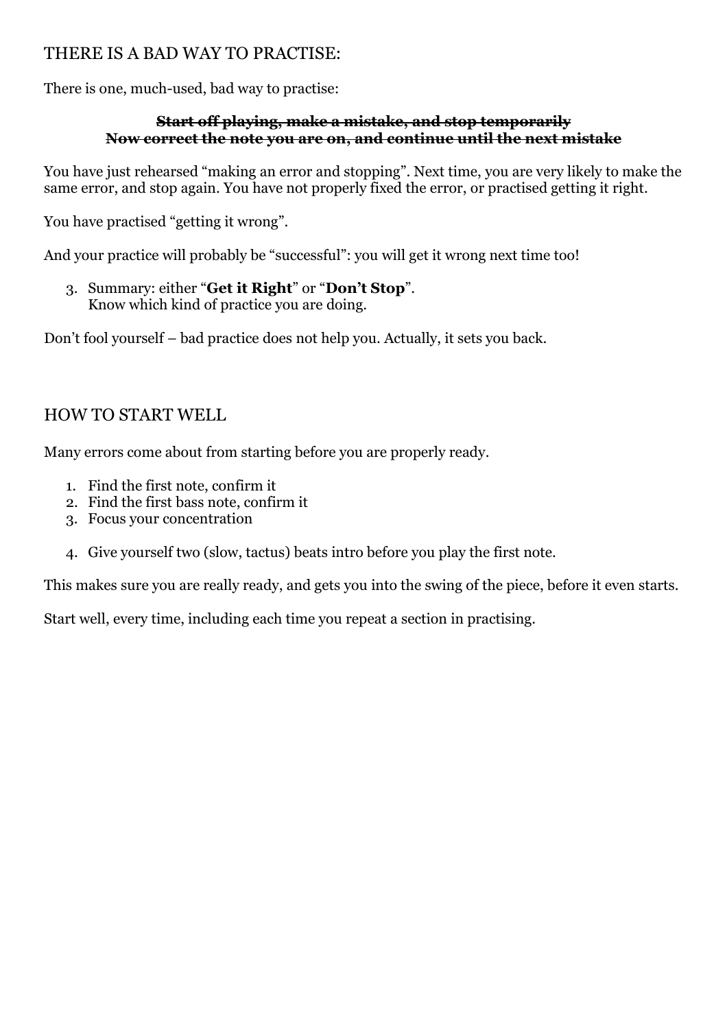## THERE IS A BAD WAY TO PRACTISE:

There is one, much-used, bad way to practise:

**~~Start off playing, make a mistake, and stop temporarily~~**
**~~Now correct the note you are on, and continue until the next mistake~~**

You have just rehearsed "making an error and stopping". Next time, you are very likely to make the same error, and stop again. You have not properly fixed the error, or practised getting it right.

You have practised "getting it wrong".

And your practice will probably be "successful": you will get it wrong next time too!

3. Summary: either "**Get it Right**" or "**Don't Stop**".
   Know which kind of practice you are doing.

Don't fool yourself – bad practice does not help you. Actually, it sets you back.

## HOW TO START WELL

Many errors come about from starting before you are properly ready.

1. Find the first note, confirm it
2. Find the first bass note, confirm it
3. Focus your concentration

4. Give yourself two (slow, tactus) beats intro before you play the first note.

This makes sure you are really ready, and gets you into the swing of the piece, before it even starts.

Start well, every time, including each time you repeat a section in practising.